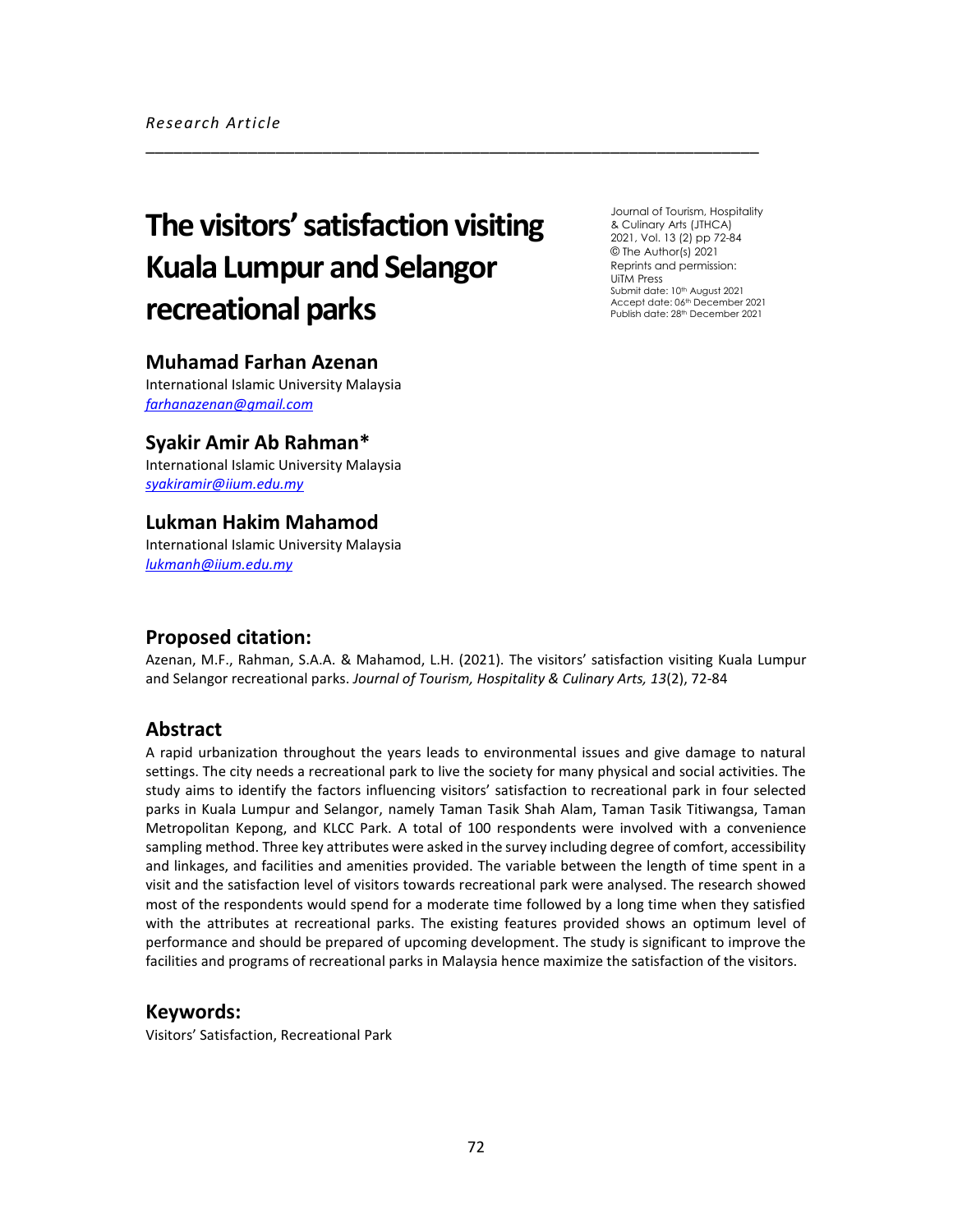*Research Article*

# The visitors' satisfaction visiting Kuala Lumpur and Selangor recreational parks

Journal of Tourism, Hospitality & Culinary Arts (JTHCA)
2021, Vol. 13 (2) pp 72-84
© The Author(s) 2021
Reprints and permission: UiTM Press
Submit date: 10th August 2021
Accept date: 06th December 2021
Publish date: 28th December 2021

## Muhamad Farhan Azenan

International Islamic University Malaysia
farhanazenan@gmail.com

## Syakir Amir Ab Rahman*

International Islamic University Malaysia
syakiramir@iium.edu.my

## Lukman Hakim Mahamod

International Islamic University Malaysia
lukmanh@iium.edu.my

## Proposed citation:

Azenan, M.F., Rahman, S.A.A. & Mahamod, L.H. (2021). The visitors' satisfaction visiting Kuala Lumpur and Selangor recreational parks. *Journal of Tourism, Hospitality & Culinary Arts, 13*(2), 72-84

## Abstract

A rapid urbanization throughout the years leads to environmental issues and give damage to natural settings. The city needs a recreational park to live the society for many physical and social activities. The study aims to identify the factors influencing visitors' satisfaction to recreational park in four selected parks in Kuala Lumpur and Selangor, namely Taman Tasik Shah Alam, Taman Tasik Titiwangsa, Taman Metropolitan Kepong, and KLCC Park. A total of 100 respondents were involved with a convenience sampling method. Three key attributes were asked in the survey including degree of comfort, accessibility and linkages, and facilities and amenities provided. The variable between the length of time spent in a visit and the satisfaction level of visitors towards recreational park were analysed. The research showed most of the respondents would spend for a moderate time followed by a long time when they satisfied with the attributes at recreational parks. The existing features provided shows an optimum level of performance and should be prepared of upcoming development. The study is significant to improve the facilities and programs of recreational parks in Malaysia hence maximize the satisfaction of the visitors.

## Keywords:

Visitors' Satisfaction, Recreational Park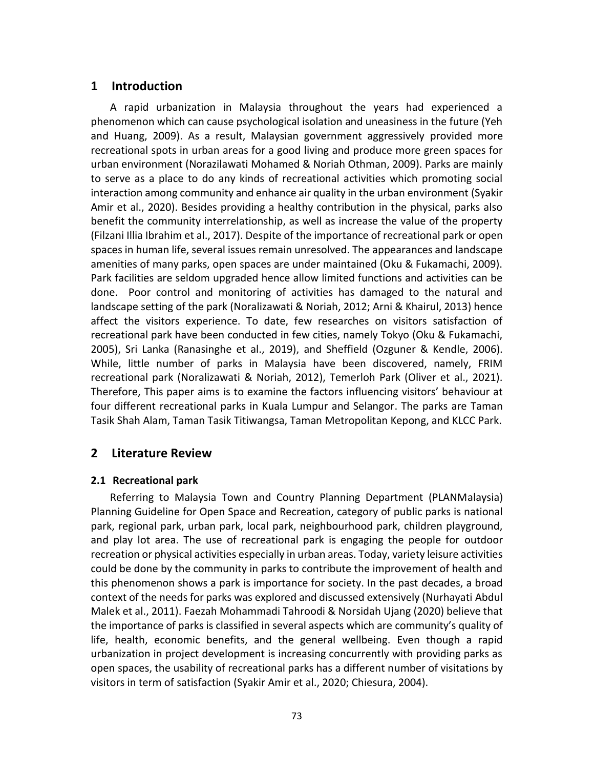## 1 Introduction

A rapid urbanization in Malaysia throughout the years had experienced a phenomenon which can cause psychological isolation and uneasiness in the future (Yeh and Huang, 2009). As a result, Malaysian government aggressively provided more recreational spots in urban areas for a good living and produce more green spaces for urban environment (Norazilawati Mohamed & Noriah Othman, 2009). Parks are mainly to serve as a place to do any kinds of recreational activities which promoting social interaction among community and enhance air quality in the urban environment (Syakir Amir et al., 2020). Besides providing a healthy contribution in the physical, parks also benefit the community interrelationship, as well as increase the value of the property (Filzani Illia Ibrahim et al., 2017). Despite of the importance of recreational park or open spaces in human life, several issues remain unresolved. The appearances and landscape amenities of many parks, open spaces are under maintained (Oku & Fukamachi, 2009). Park facilities are seldom upgraded hence allow limited functions and activities can be done. Poor control and monitoring of activities has damaged to the natural and landscape setting of the park (Noralizawati & Noriah, 2012; Arni & Khairul, 2013) hence affect the visitors experience. To date, few researches on visitors satisfaction of recreational park have been conducted in few cities, namely Tokyo (Oku & Fukamachi, 2005), Sri Lanka (Ranasinghe et al., 2019), and Sheffield (Ozguner & Kendle, 2006). While, little number of parks in Malaysia have been discovered, namely, FRIM recreational park (Noralizawati & Noriah, 2012), Temerloh Park (Oliver et al., 2021). Therefore, This paper aims is to examine the factors influencing visitors' behaviour at four different recreational parks in Kuala Lumpur and Selangor. The parks are Taman Tasik Shah Alam, Taman Tasik Titiwangsa, Taman Metropolitan Kepong, and KLCC Park.

## 2 Literature Review

### 2.1 Recreational park

Referring to Malaysia Town and Country Planning Department (PLANMalaysia) Planning Guideline for Open Space and Recreation, category of public parks is national park, regional park, urban park, local park, neighbourhood park, children playground, and play lot area. The use of recreational park is engaging the people for outdoor recreation or physical activities especially in urban areas. Today, variety leisure activities could be done by the community in parks to contribute the improvement of health and this phenomenon shows a park is importance for society. In the past decades, a broad context of the needs for parks was explored and discussed extensively (Nurhayati Abdul Malek et al., 2011). Faezah Mohammadi Tahroodi & Norsidah Ujang (2020) believe that the importance of parks is classified in several aspects which are community's quality of life, health, economic benefits, and the general wellbeing. Even though a rapid urbanization in project development is increasing concurrently with providing parks as open spaces, the usability of recreational parks has a different number of visitations by visitors in term of satisfaction (Syakir Amir et al., 2020; Chiesura, 2004).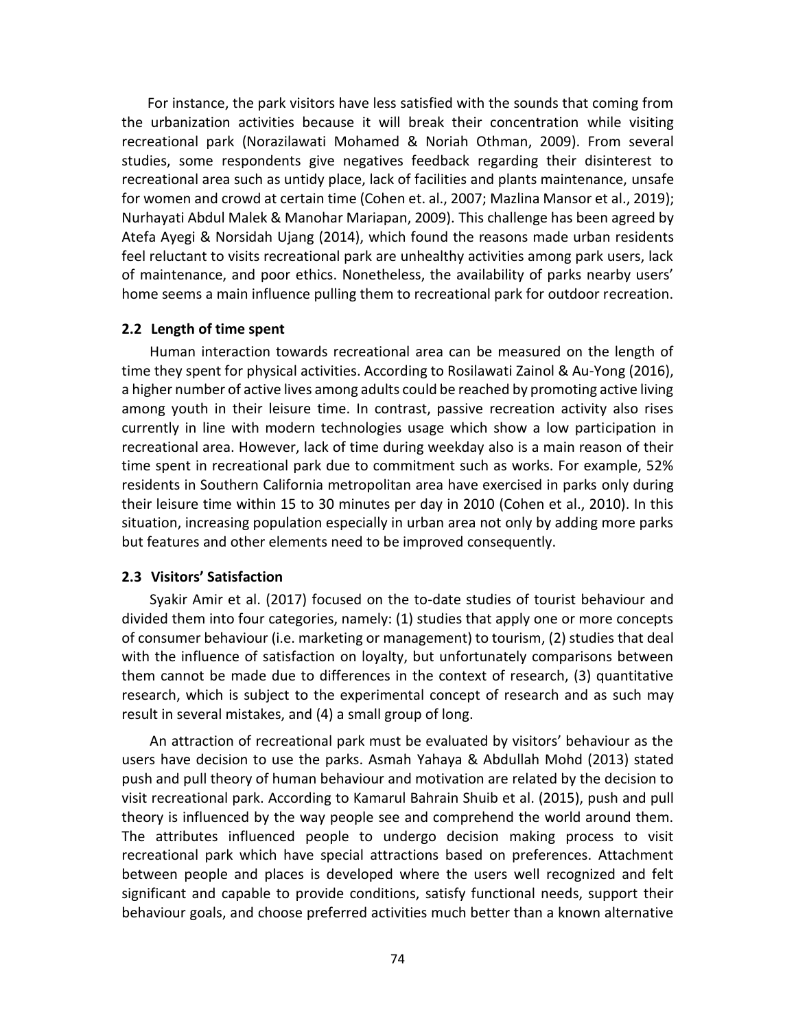For instance, the park visitors have less satisfied with the sounds that coming from the urbanization activities because it will break their concentration while visiting recreational park (Norazilawati Mohamed & Noriah Othman, 2009). From several studies, some respondents give negatives feedback regarding their disinterest to recreational area such as untidy place, lack of facilities and plants maintenance, unsafe for women and crowd at certain time (Cohen et. al., 2007; Mazlina Mansor et al., 2019); Nurhayati Abdul Malek & Manohar Mariapan, 2009). This challenge has been agreed by Atefa Ayegi & Norsidah Ujang (2014), which found the reasons made urban residents feel reluctant to visits recreational park are unhealthy activities among park users, lack of maintenance, and poor ethics. Nonetheless, the availability of parks nearby users' home seems a main influence pulling them to recreational park for outdoor recreation.

### 2.2 Length of time spent

Human interaction towards recreational area can be measured on the length of time they spent for physical activities. According to Rosilawati Zainol & Au-Yong (2016), a higher number of active lives among adults could be reached by promoting active living among youth in their leisure time. In contrast, passive recreation activity also rises currently in line with modern technologies usage which show a low participation in recreational area. However, lack of time during weekday also is a main reason of their time spent in recreational park due to commitment such as works. For example, 52% residents in Southern California metropolitan area have exercised in parks only during their leisure time within 15 to 30 minutes per day in 2010 (Cohen et al., 2010). In this situation, increasing population especially in urban area not only by adding more parks but features and other elements need to be improved consequently.

### 2.3 Visitors' Satisfaction

Syakir Amir et al. (2017) focused on the to-date studies of tourist behaviour and divided them into four categories, namely: (1) studies that apply one or more concepts of consumer behaviour (i.e. marketing or management) to tourism, (2) studies that deal with the influence of satisfaction on loyalty, but unfortunately comparisons between them cannot be made due to differences in the context of research, (3) quantitative research, which is subject to the experimental concept of research and as such may result in several mistakes, and (4) a small group of long.

An attraction of recreational park must be evaluated by visitors' behaviour as the users have decision to use the parks. Asmah Yahaya & Abdullah Mohd (2013) stated push and pull theory of human behaviour and motivation are related by the decision to visit recreational park. According to Kamarul Bahrain Shuib et al. (2015), push and pull theory is influenced by the way people see and comprehend the world around them. The attributes influenced people to undergo decision making process to visit recreational park which have special attractions based on preferences. Attachment between people and places is developed where the users well recognized and felt significant and capable to provide conditions, satisfy functional needs, support their behaviour goals, and choose preferred activities much better than a known alternative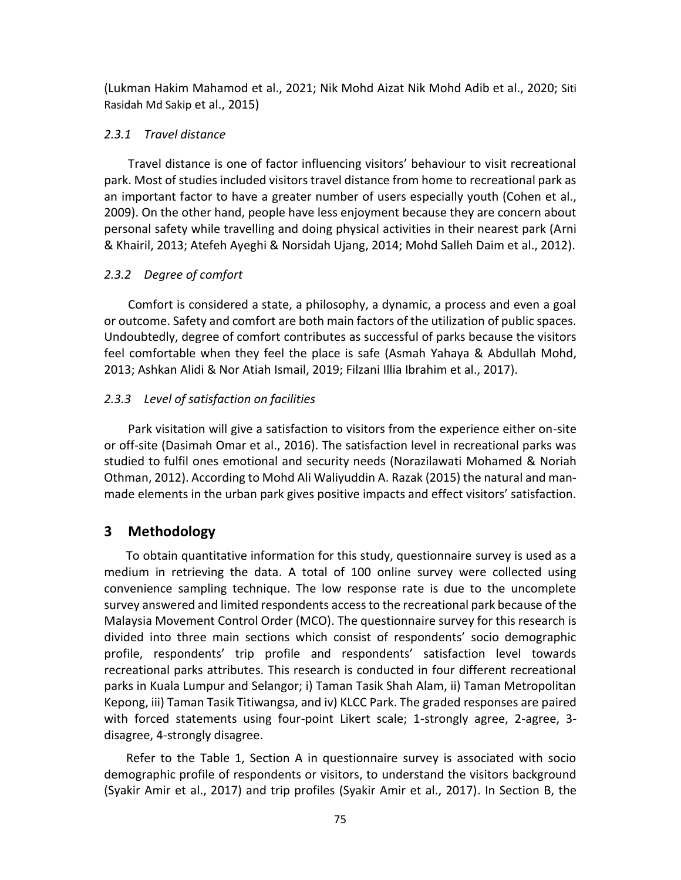(Lukman Hakim Mahamod et al., 2021; Nik Mohd Aizat Nik Mohd Adib et al., 2020; Siti Rasidah Md Sakip et al., 2015)

### *2.3.1 Travel distance*

Travel distance is one of factor influencing visitors' behaviour to visit recreational park. Most of studies included visitors travel distance from home to recreational park as an important factor to have a greater number of users especially youth (Cohen et al., 2009). On the other hand, people have less enjoyment because they are concern about personal safety while travelling and doing physical activities in their nearest park (Arni & Khairil, 2013; Atefeh Ayeghi & Norsidah Ujang, 2014; Mohd Salleh Daim et al., 2012).

### *2.3.2 Degree of comfort*

Comfort is considered a state, a philosophy, a dynamic, a process and even a goal or outcome. Safety and comfort are both main factors of the utilization of public spaces. Undoubtedly, degree of comfort contributes as successful of parks because the visitors feel comfortable when they feel the place is safe (Asmah Yahaya & Abdullah Mohd, 2013; Ashkan Alidi & Nor Atiah Ismail, 2019; Filzani Illia Ibrahim et al., 2017).

### *2.3.3 Level of satisfaction on facilities*

Park visitation will give a satisfaction to visitors from the experience either on-site or off-site (Dasimah Omar et al., 2016). The satisfaction level in recreational parks was studied to fulfil ones emotional and security needs (Norazilawati Mohamed & Noriah Othman, 2012). According to Mohd Ali Waliyuddin A. Razak (2015) the natural and man-made elements in the urban park gives positive impacts and effect visitors' satisfaction.

## 3 Methodology

To obtain quantitative information for this study, questionnaire survey is used as a medium in retrieving the data. A total of 100 online survey were collected using convenience sampling technique. The low response rate is due to the uncomplete survey answered and limited respondents access to the recreational park because of the Malaysia Movement Control Order (MCO). The questionnaire survey for this research is divided into three main sections which consist of respondents' socio demographic profile, respondents' trip profile and respondents' satisfaction level towards recreational parks attributes. This research is conducted in four different recreational parks in Kuala Lumpur and Selangor; i) Taman Tasik Shah Alam, ii) Taman Metropolitan Kepong, iii) Taman Tasik Titiwangsa, and iv) KLCC Park. The graded responses are paired with forced statements using four-point Likert scale; 1-strongly agree, 2-agree, 3-disagree, 4-strongly disagree.

Refer to the Table 1, Section A in questionnaire survey is associated with socio demographic profile of respondents or visitors, to understand the visitors background (Syakir Amir et al., 2017) and trip profiles (Syakir Amir et al., 2017). In Section B, the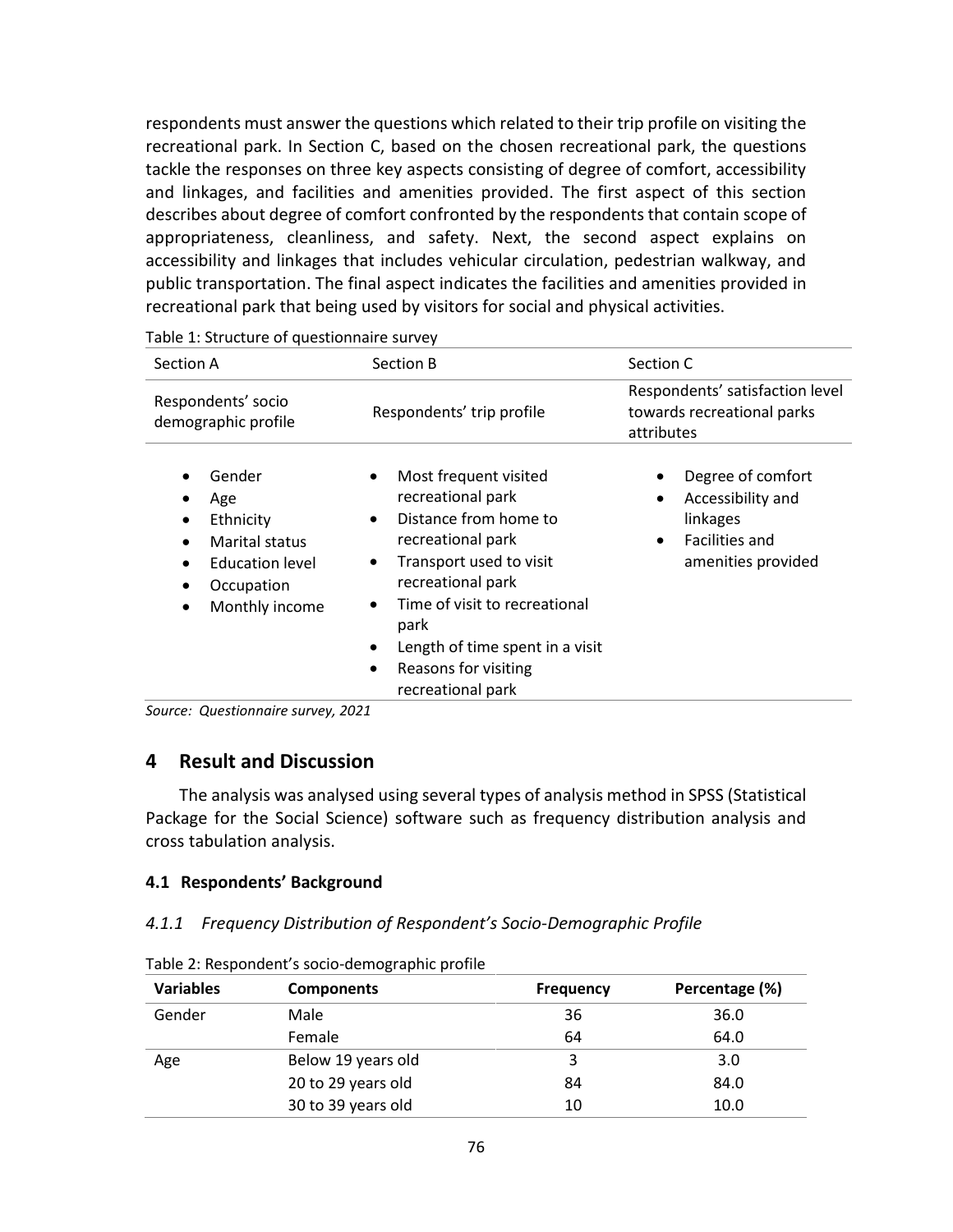respondents must answer the questions which related to their trip profile on visiting the recreational park. In Section C, based on the chosen recreational park, the questions tackle the responses on three key aspects consisting of degree of comfort, accessibility and linkages, and facilities and amenities provided. The first aspect of this section describes about degree of comfort confronted by the respondents that contain scope of appropriateness, cleanliness, and safety. Next, the second aspect explains on accessibility and linkages that includes vehicular circulation, pedestrian walkway, and public transportation. The final aspect indicates the facilities and amenities provided in recreational park that being used by visitors for social and physical activities.

Table 1: Structure of questionnaire survey

| Section A | Section B | Section C |
|---|---|---|
| Respondents' socio demographic profile | Respondents' trip profile | Respondents' satisfaction level towards recreational parks attributes |
| • Gender<br>• Age<br>• Ethnicity<br>• Marital status<br>• Education level<br>• Occupation<br>• Monthly income | • Most frequent visited recreational park<br>• Distance from home to recreational park<br>• Transport used to visit recreational park<br>• Time of visit to recreational park<br>• Length of time spent in a visit<br>• Reasons for visiting recreational park | • Degree of comfort<br>• Accessibility and linkages<br>• Facilities and amenities provided |

*Source: Questionnaire survey, 2021*

## 4 Result and Discussion

The analysis was analysed using several types of analysis method in SPSS (Statistical Package for the Social Science) software such as frequency distribution analysis and cross tabulation analysis.

### 4.1 Respondents' Background

#### *4.1.1 Frequency Distribution of Respondent's Socio-Demographic Profile*

Table 2: Respondent's socio-demographic profile

| Variables | Components | Frequency | Percentage (%) |
|---|---|---|---|
| Gender | Male | 36 | 36.0 |
| | Female | 64 | 64.0 |
| Age | Below 19 years old | 3 | 3.0 |
| | 20 to 29 years old | 84 | 84.0 |
| | 30 to 39 years old | 10 | 10.0 |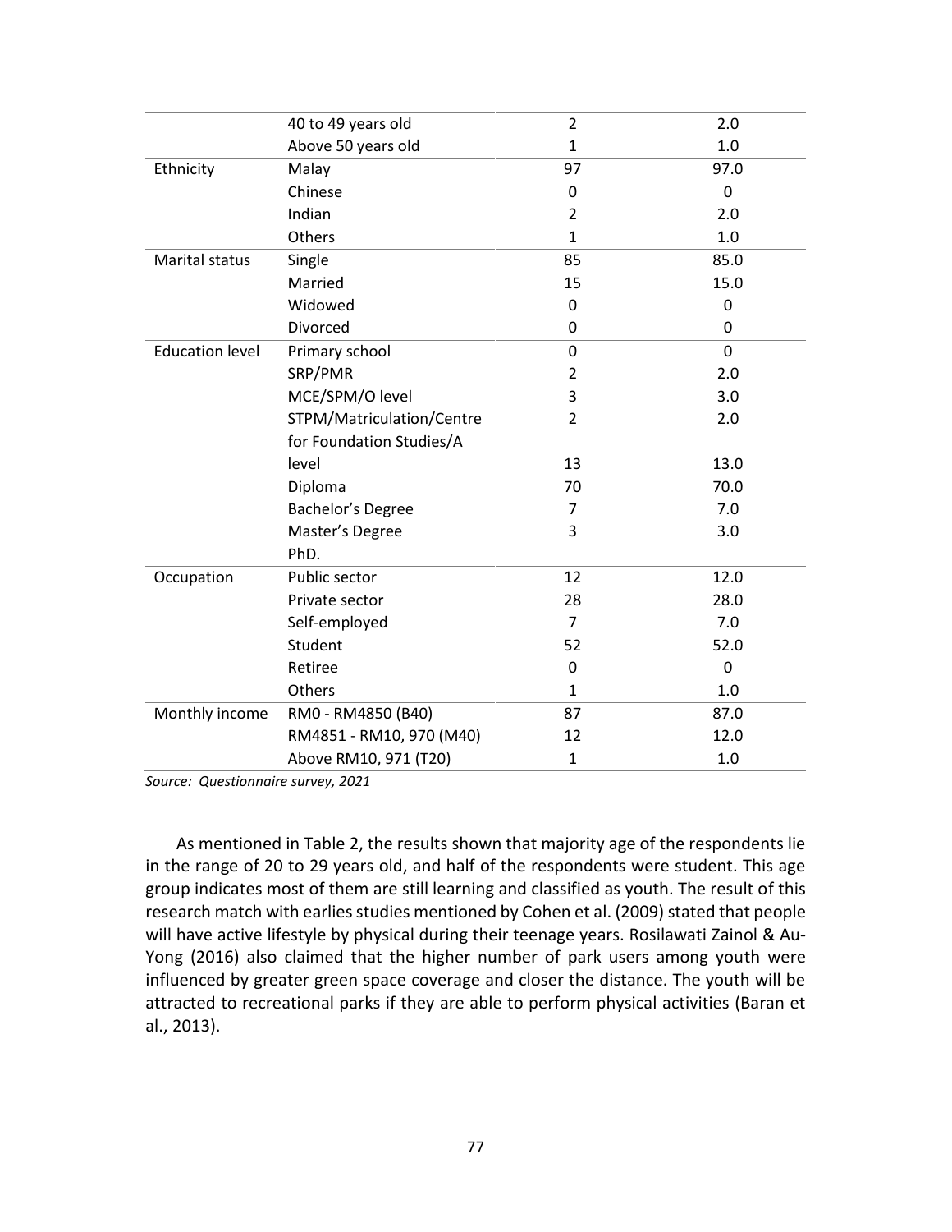| | | | |
|---|---|---|---|
| | 40 to 49 years old | 2 | 2.0 |
| | Above 50 years old | 1 | 1.0 |
| Ethnicity | Malay | 97 | 97.0 |
| | Chinese | 0 | 0 |
| | Indian | 2 | 2.0 |
| | Others | 1 | 1.0 |
| Marital status | Single | 85 | 85.0 |
| | Married | 15 | 15.0 |
| | Widowed | 0 | 0 |
| | Divorced | 0 | 0 |
| Education level | Primary school | 0 | 0 |
| | SRP/PMR | 2 | 2.0 |
| | MCE/SPM/O level | 3 | 3.0 |
| | STPM/Matriculation/Centre | 2 | 2.0 |
| | for Foundation Studies/A | | |
| | level | 13 | 13.0 |
| | Diploma | 70 | 70.0 |
| | Bachelor's Degree | 7 | 7.0 |
| | Master's Degree | 3 | 3.0 |
| | PhD. | | |
| Occupation | Public sector | 12 | 12.0 |
| | Private sector | 28 | 28.0 |
| | Self-employed | 7 | 7.0 |
| | Student | 52 | 52.0 |
| | Retiree | 0 | 0 |
| | Others | 1 | 1.0 |
| Monthly income | RM0 - RM4850 (B40) | 87 | 87.0 |
| | RM4851 - RM10, 970 (M40) | 12 | 12.0 |
| | Above RM10, 971 (T20) | 1 | 1.0 |

*Source: Questionnaire survey, 2021*

As mentioned in Table 2, the results shown that majority age of the respondents lie in the range of 20 to 29 years old, and half of the respondents were student. This age group indicates most of them are still learning and classified as youth. The result of this research match with earlies studies mentioned by Cohen et al. (2009) stated that people will have active lifestyle by physical during their teenage years. Rosilawati Zainol & Au-Yong (2016) also claimed that the higher number of park users among youth were influenced by greater green space coverage and closer the distance. The youth will be attracted to recreational parks if they are able to perform physical activities (Baran et al., 2013).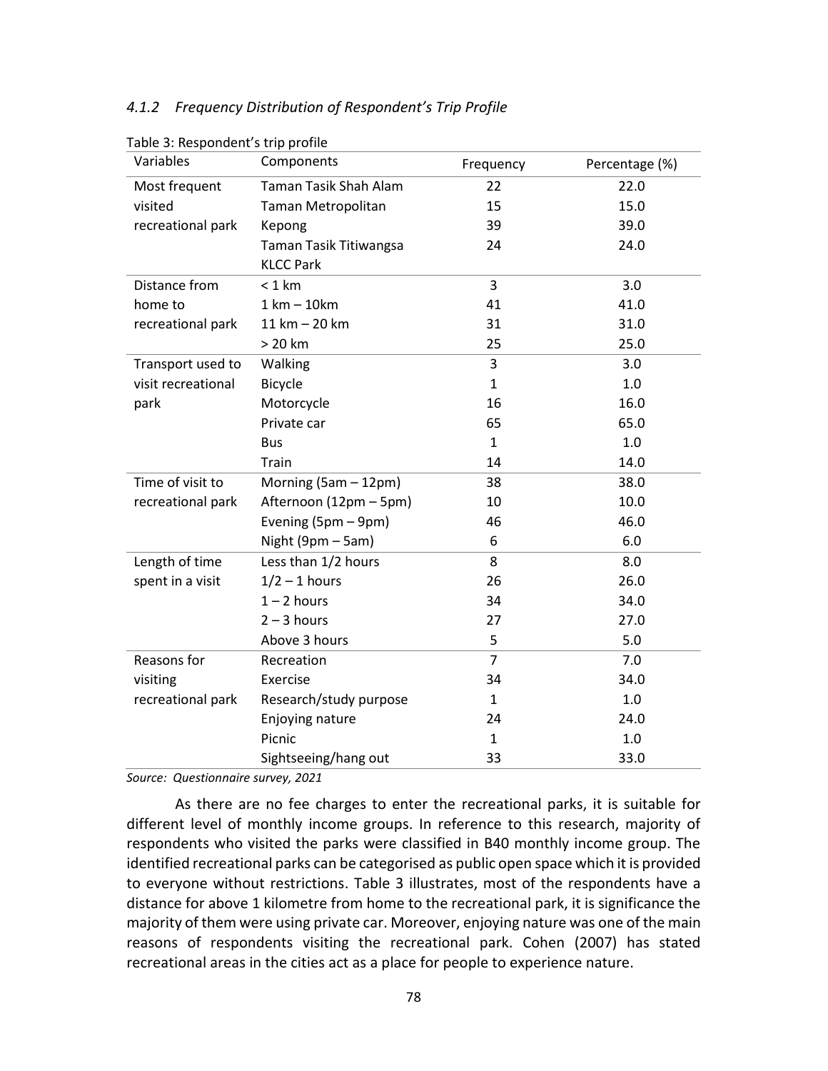### *4.1.2 Frequency Distribution of Respondent's Trip Profile*

Table 3: Respondent's trip profile

| Variables | Components | Frequency | Percentage (%) |
|---|---|---|---|
| Most frequent visited recreational park | Taman Tasik Shah Alam | 22 | 22.0 |
| | Taman Metropolitan | 15 | 15.0 |
| | Kepong | 39 | 39.0 |
| | Taman Tasik Titiwangsa KLCC Park | 24 | 24.0 |
| Distance from home to recreational park | < 1 km | 3 | 3.0 |
| | 1 km – 10km | 41 | 41.0 |
| | 11 km – 20 km | 31 | 31.0 |
| | > 20 km | 25 | 25.0 |
| Transport used to visit recreational park | Walking | 3 | 3.0 |
| | Bicycle | 1 | 1.0 |
| | Motorcycle | 16 | 16.0 |
| | Private car | 65 | 65.0 |
| | Bus | 1 | 1.0 |
| | Train | 14 | 14.0 |
| Time of visit to recreational park | Morning (5am – 12pm) | 38 | 38.0 |
| | Afternoon (12pm – 5pm) | 10 | 10.0 |
| | Evening (5pm – 9pm) | 46 | 46.0 |
| | Night (9pm – 5am) | 6 | 6.0 |
| Length of time spent in a visit | Less than 1/2 hours | 8 | 8.0 |
| | 1/2 – 1 hours | 26 | 26.0 |
| | 1 – 2 hours | 34 | 34.0 |
| | 2 – 3 hours | 27 | 27.0 |
| | Above 3 hours | 5 | 5.0 |
| Reasons for visiting recreational park | Recreation | 7 | 7.0 |
| | Exercise | 34 | 34.0 |
| | Research/study purpose | 1 | 1.0 |
| | Enjoying nature | 24 | 24.0 |
| | Picnic | 1 | 1.0 |
| | Sightseeing/hang out | 33 | 33.0 |

*Source: Questionnaire survey, 2021*

As there are no fee charges to enter the recreational parks, it is suitable for different level of monthly income groups. In reference to this research, majority of respondents who visited the parks were classified in B40 monthly income group. The identified recreational parks can be categorised as public open space which it is provided to everyone without restrictions. Table 3 illustrates, most of the respondents have a distance for above 1 kilometre from home to the recreational park, it is significance the majority of them were using private car. Moreover, enjoying nature was one of the main reasons of respondents visiting the recreational park. Cohen (2007) has stated recreational areas in the cities act as a place for people to experience nature.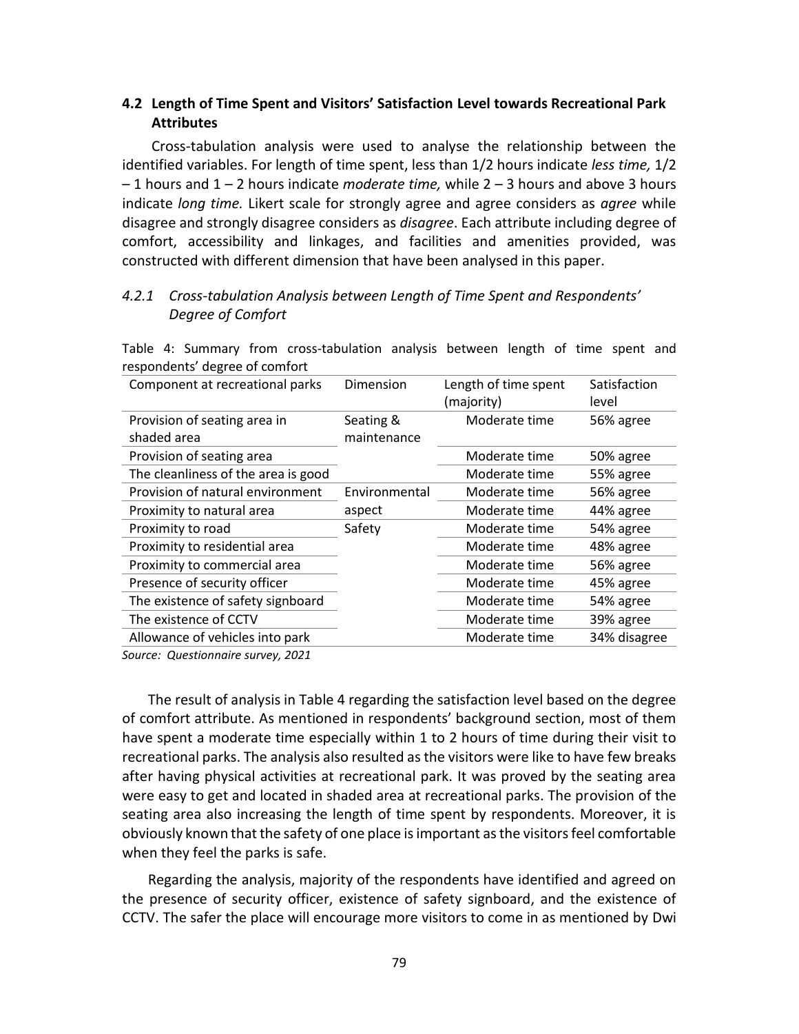### 4.2 Length of Time Spent and Visitors' Satisfaction Level towards Recreational Park Attributes

Cross-tabulation analysis were used to analyse the relationship between the identified variables. For length of time spent, less than 1/2 hours indicate *less time,* 1/2 – 1 hours and 1 – 2 hours indicate *moderate time,* while 2 – 3 hours and above 3 hours indicate *long time.* Likert scale for strongly agree and agree considers as *agree* while disagree and strongly disagree considers as *disagree*. Each attribute including degree of comfort, accessibility and linkages, and facilities and amenities provided, was constructed with different dimension that have been analysed in this paper.

#### *4.2.1 Cross-tabulation Analysis between Length of Time Spent and Respondents' Degree of Comfort*

Table 4: Summary from cross-tabulation analysis between length of time spent and respondents' degree of comfort

| Component at recreational parks | Dimension | Length of time spent (majority) | Satisfaction level |
|---|---|---|---|
| Provision of seating area in shaded area | Seating & maintenance | Moderate time | 56% agree |
| Provision of seating area | | Moderate time | 50% agree |
| The cleanliness of the area is good | | Moderate time | 55% agree |
| Provision of natural environment | Environmental aspect | Moderate time | 56% agree |
| Proximity to natural area | | Moderate time | 44% agree |
| Proximity to road | Safety | Moderate time | 54% agree |
| Proximity to residential area | | Moderate time | 48% agree |
| Proximity to commercial area | | Moderate time | 56% agree |
| Presence of security officer | | Moderate time | 45% agree |
| The existence of safety signboard | | Moderate time | 54% agree |
| The existence of CCTV | | Moderate time | 39% agree |
| Allowance of vehicles into park | | Moderate time | 34% disagree |

*Source: Questionnaire survey, 2021*

The result of analysis in Table 4 regarding the satisfaction level based on the degree of comfort attribute. As mentioned in respondents' background section, most of them have spent a moderate time especially within 1 to 2 hours of time during their visit to recreational parks. The analysis also resulted as the visitors were like to have few breaks after having physical activities at recreational park. It was proved by the seating area were easy to get and located in shaded area at recreational parks. The provision of the seating area also increasing the length of time spent by respondents. Moreover, it is obviously known that the safety of one place is important as the visitors feel comfortable when they feel the parks is safe.

Regarding the analysis, majority of the respondents have identified and agreed on the presence of security officer, existence of safety signboard, and the existence of CCTV. The safer the place will encourage more visitors to come in as mentioned by Dwi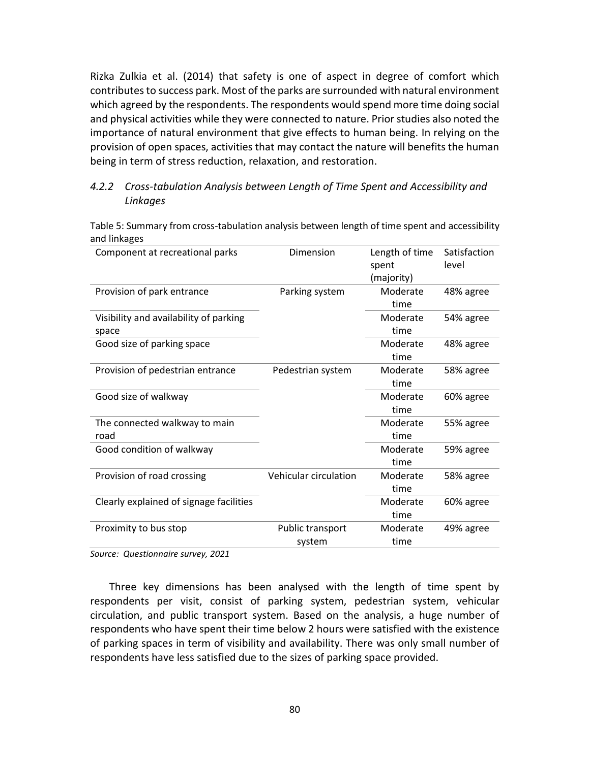Rizka Zulkia et al. (2014) that safety is one of aspect in degree of comfort which contributes to success park. Most of the parks are surrounded with natural environment which agreed by the respondents. The respondents would spend more time doing social and physical activities while they were connected to nature. Prior studies also noted the importance of natural environment that give effects to human being. In relying on the provision of open spaces, activities that may contact the nature will benefits the human being in term of stress reduction, relaxation, and restoration.

### *4.2.2 Cross-tabulation Analysis between Length of Time Spent and Accessibility and Linkages*

Table 5: Summary from cross-tabulation analysis between length of time spent and accessibility and linkages

| Component at recreational parks | Dimension | Length of time spent (majority) | Satisfaction level |
|---|---|---|---|
| Provision of park entrance | Parking system | Moderate time | 48% agree |
| Visibility and availability of parking space | | Moderate time | 54% agree |
| Good size of parking space | | Moderate time | 48% agree |
| Provision of pedestrian entrance | Pedestrian system | Moderate time | 58% agree |
| Good size of walkway | | Moderate time | 60% agree |
| The connected walkway to main road | | Moderate time | 55% agree |
| Good condition of walkway | | Moderate time | 59% agree |
| Provision of road crossing | Vehicular circulation | Moderate time | 58% agree |
| Clearly explained of signage facilities | | Moderate time | 60% agree |
| Proximity to bus stop | Public transport system | Moderate time | 49% agree |

*Source: Questionnaire survey, 2021*

Three key dimensions has been analysed with the length of time spent by respondents per visit, consist of parking system, pedestrian system, vehicular circulation, and public transport system. Based on the analysis, a huge number of respondents who have spent their time below 2 hours were satisfied with the existence of parking spaces in term of visibility and availability. There was only small number of respondents have less satisfied due to the sizes of parking space provided.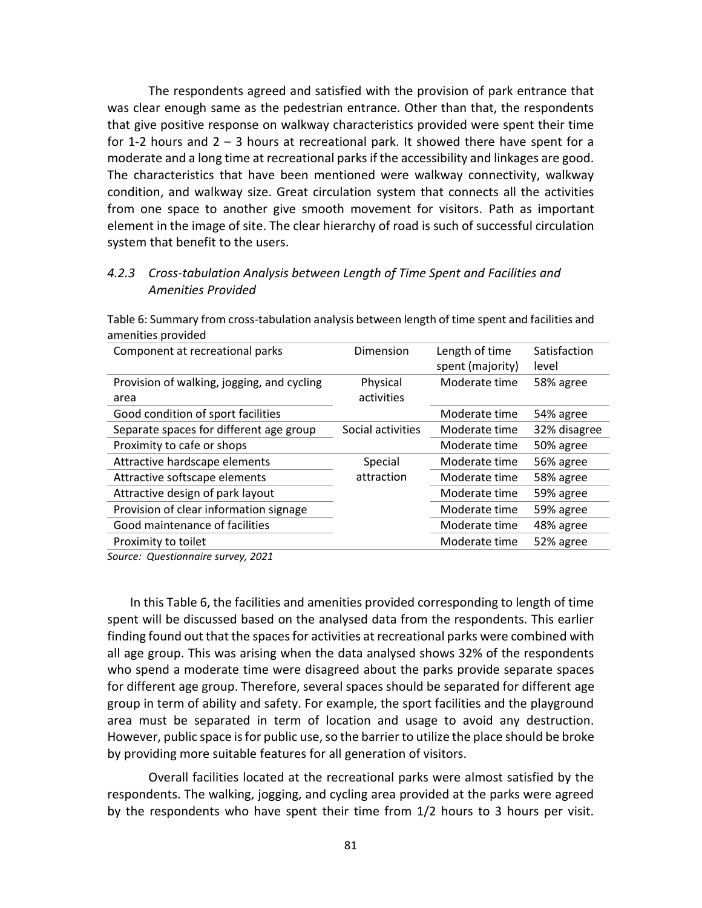The respondents agreed and satisfied with the provision of park entrance that was clear enough same as the pedestrian entrance. Other than that, the respondents that give positive response on walkway characteristics provided were spent their time for 1-2 hours and 2 – 3 hours at recreational park. It showed there have spent for a moderate and a long time at recreational parks if the accessibility and linkages are good. The characteristics that have been mentioned were walkway connectivity, walkway condition, and walkway size. Great circulation system that connects all the activities from one space to another give smooth movement for visitors. Path as important element in the image of site. The clear hierarchy of road is such of successful circulation system that benefit to the users.

### *4.2.3 Cross-tabulation Analysis between Length of Time Spent and Facilities and Amenities Provided*

Table 6: Summary from cross-tabulation analysis between length of time spent and facilities and amenities provided

| Component at recreational parks | Dimension | Length of time spent (majority) | Satisfaction level |
|---|---|---|---|
| Provision of walking, jogging, and cycling area | Physical activities | Moderate time | 58% agree |
| Good condition of sport facilities | | Moderate time | 54% agree |
| Separate spaces for different age group | Social activities | Moderate time | 32% disagree |
| Proximity to cafe or shops | | Moderate time | 50% agree |
| Attractive hardscape elements | Special attraction | Moderate time | 56% agree |
| Attractive softscape elements | | Moderate time | 58% agree |
| Attractive design of park layout | | Moderate time | 59% agree |
| Provision of clear information signage | | Moderate time | 59% agree |
| Good maintenance of facilities | | Moderate time | 48% agree |
| Proximity to toilet | | Moderate time | 52% agree |

*Source: Questionnaire survey, 2021*

In this Table 6, the facilities and amenities provided corresponding to length of time spent will be discussed based on the analysed data from the respondents. This earlier finding found out that the spaces for activities at recreational parks were combined with all age group. This was arising when the data analysed shows 32% of the respondents who spend a moderate time were disagreed about the parks provide separate spaces for different age group. Therefore, several spaces should be separated for different age group in term of ability and safety. For example, the sport facilities and the playground area must be separated in term of location and usage to avoid any destruction. However, public space is for public use, so the barrier to utilize the place should be broke by providing more suitable features for all generation of visitors.

Overall facilities located at the recreational parks were almost satisfied by the respondents. The walking, jogging, and cycling area provided at the parks were agreed by the respondents who have spent their time from 1/2 hours to 3 hours per visit.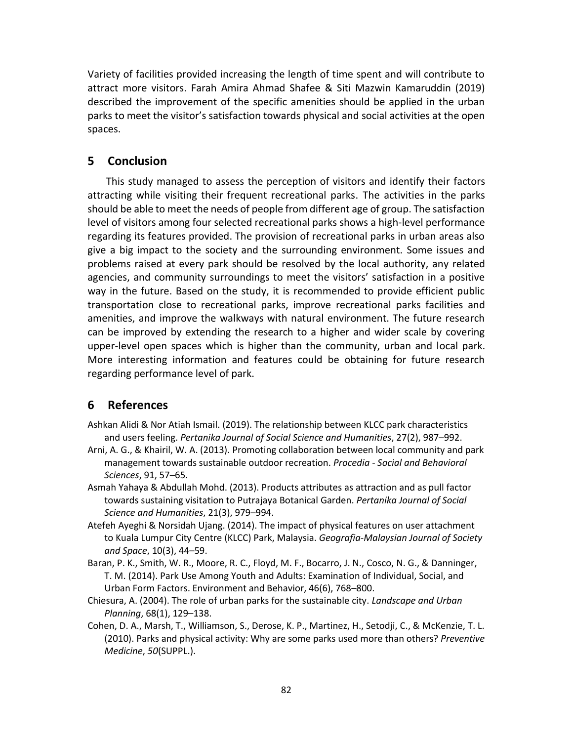Variety of facilities provided increasing the length of time spent and will contribute to attract more visitors. Farah Amira Ahmad Shafee & Siti Mazwin Kamaruddin (2019) described the improvement of the specific amenities should be applied in the urban parks to meet the visitor's satisfaction towards physical and social activities at the open spaces.

## 5 Conclusion

This study managed to assess the perception of visitors and identify their factors attracting while visiting their frequent recreational parks. The activities in the parks should be able to meet the needs of people from different age of group. The satisfaction level of visitors among four selected recreational parks shows a high-level performance regarding its features provided. The provision of recreational parks in urban areas also give a big impact to the society and the surrounding environment. Some issues and problems raised at every park should be resolved by the local authority, any related agencies, and community surroundings to meet the visitors' satisfaction in a positive way in the future. Based on the study, it is recommended to provide efficient public transportation close to recreational parks, improve recreational parks facilities and amenities, and improve the walkways with natural environment. The future research can be improved by extending the research to a higher and wider scale by covering upper-level open spaces which is higher than the community, urban and local park. More interesting information and features could be obtaining for future research regarding performance level of park.

## 6 References

Ashkan Alidi & Nor Atiah Ismail. (2019). The relationship between KLCC park characteristics and users feeling. *Pertanika Journal of Social Science and Humanities*, 27(2), 987–992.

Arni, A. G., & Khairil, W. A. (2013). Promoting collaboration between local community and park management towards sustainable outdoor recreation. *Procedia - Social and Behavioral Sciences*, 91, 57–65.

Asmah Yahaya & Abdullah Mohd. (2013). Products attributes as attraction and as pull factor towards sustaining visitation to Putrajaya Botanical Garden. *Pertanika Journal of Social Science and Humanities*, 21(3), 979–994.

Atefeh Ayeghi & Norsidah Ujang. (2014). The impact of physical features on user attachment to Kuala Lumpur City Centre (KLCC) Park, Malaysia. *Geografia-Malaysian Journal of Society and Space*, 10(3), 44–59.

Baran, P. K., Smith, W. R., Moore, R. C., Floyd, M. F., Bocarro, J. N., Cosco, N. G., & Danninger, T. M. (2014). Park Use Among Youth and Adults: Examination of Individual, Social, and Urban Form Factors. Environment and Behavior, 46(6), 768–800.

Chiesura, A. (2004). The role of urban parks for the sustainable city. *Landscape and Urban Planning*, 68(1), 129–138.

Cohen, D. A., Marsh, T., Williamson, S., Derose, K. P., Martinez, H., Setodji, C., & McKenzie, T. L. (2010). Parks and physical activity: Why are some parks used more than others? *Preventive Medicine*, *50*(SUPPL.).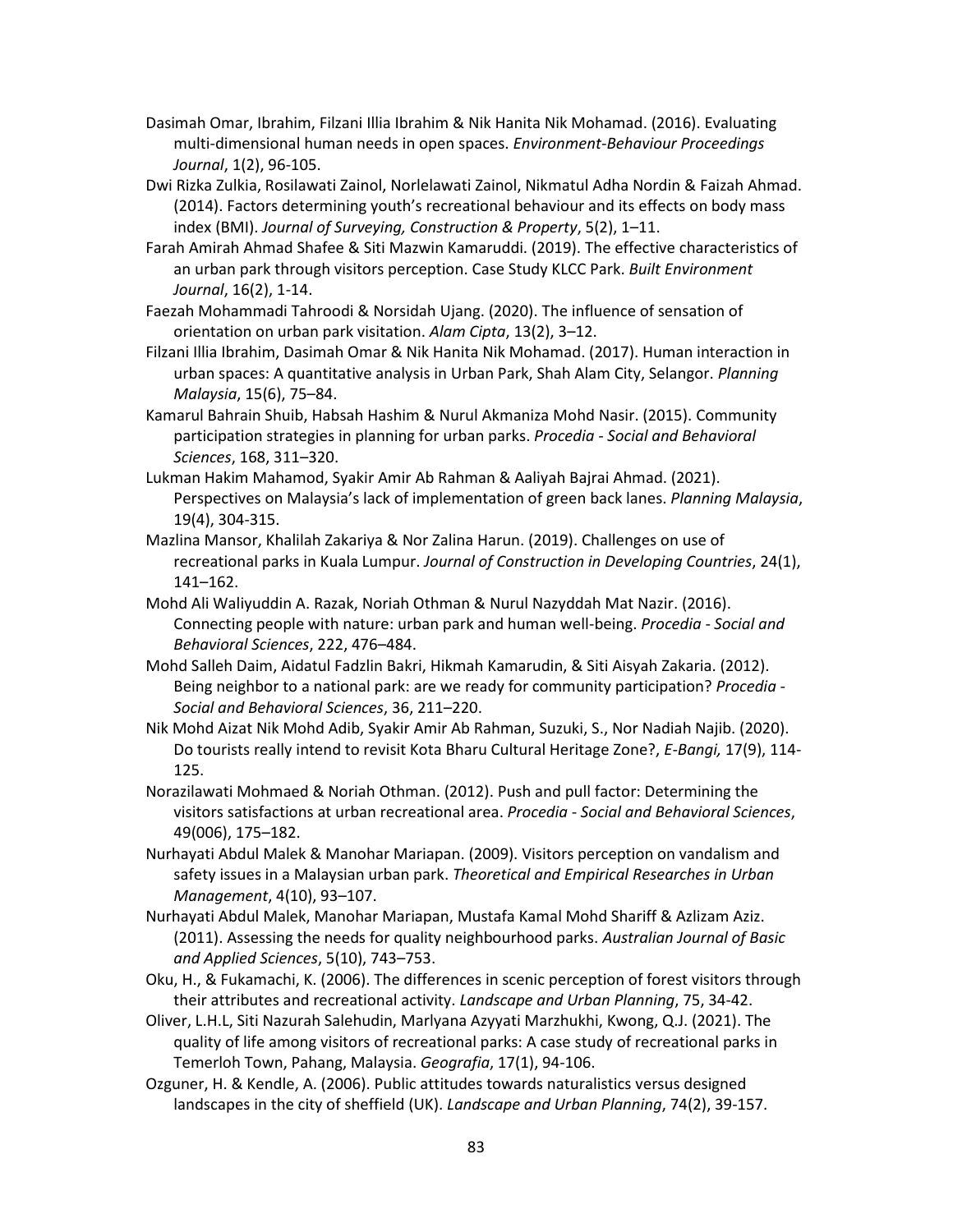Dasimah Omar, Ibrahim, Filzani Illia Ibrahim & Nik Hanita Nik Mohamad. (2016). Evaluating multi-dimensional human needs in open spaces. *Environment-Behaviour Proceedings Journal*, 1(2), 96-105.

Dwi Rizka Zulkia, Rosilawati Zainol, Norlelawati Zainol, Nikmatul Adha Nordin & Faizah Ahmad. (2014). Factors determining youth's recreational behaviour and its effects on body mass index (BMI). *Journal of Surveying, Construction & Property*, 5(2), 1–11.

Farah Amirah Ahmad Shafee & Siti Mazwin Kamaruddi. (2019). The effective characteristics of an urban park through visitors perception. Case Study KLCC Park. *Built Environment Journal*, 16(2), 1-14.

Faezah Mohammadi Tahroodi & Norsidah Ujang. (2020). The influence of sensation of orientation on urban park visitation. *Alam Cipta*, 13(2), 3–12.

Filzani Illia Ibrahim, Dasimah Omar & Nik Hanita Nik Mohamad. (2017). Human interaction in urban spaces: A quantitative analysis in Urban Park, Shah Alam City, Selangor. *Planning Malaysia*, 15(6), 75–84.

Kamarul Bahrain Shuib, Habsah Hashim & Nurul Akmaniza Mohd Nasir. (2015). Community participation strategies in planning for urban parks. *Procedia - Social and Behavioral Sciences*, 168, 311–320.

Lukman Hakim Mahamod, Syakir Amir Ab Rahman & Aaliyah Bajrai Ahmad. (2021). Perspectives on Malaysia's lack of implementation of green back lanes. *Planning Malaysia*, 19(4), 304-315.

Mazlina Mansor, Khalilah Zakariya & Nor Zalina Harun. (2019). Challenges on use of recreational parks in Kuala Lumpur. *Journal of Construction in Developing Countries*, 24(1), 141–162.

Mohd Ali Waliyuddin A. Razak, Noriah Othman & Nurul Nazyddah Mat Nazir. (2016). Connecting people with nature: urban park and human well-being. *Procedia - Social and Behavioral Sciences*, 222, 476–484.

Mohd Salleh Daim, Aidatul Fadzlin Bakri, Hikmah Kamarudin, & Siti Aisyah Zakaria. (2012). Being neighbor to a national park: are we ready for community participation? *Procedia - Social and Behavioral Sciences*, 36, 211–220.

Nik Mohd Aizat Nik Mohd Adib, Syakir Amir Ab Rahman, Suzuki, S., Nor Nadiah Najib. (2020). Do tourists really intend to revisit Kota Bharu Cultural Heritage Zone?, *E-Bangi,* 17(9), 114-125.

Norazilawati Mohmaed & Noriah Othman. (2012). Push and pull factor: Determining the visitors satisfactions at urban recreational area. *Procedia - Social and Behavioral Sciences*, 49(006), 175–182.

Nurhayati Abdul Malek & Manohar Mariapan. (2009). Visitors perception on vandalism and safety issues in a Malaysian urban park. *Theoretical and Empirical Researches in Urban Management*, 4(10), 93–107.

Nurhayati Abdul Malek, Manohar Mariapan, Mustafa Kamal Mohd Shariff & Azlizam Aziz. (2011). Assessing the needs for quality neighbourhood parks. *Australian Journal of Basic and Applied Sciences*, 5(10), 743–753.

Oku, H., & Fukamachi, K. (2006). The differences in scenic perception of forest visitors through their attributes and recreational activity. *Landscape and Urban Planning*, 75, 34-42.

Oliver, L.H.L, Siti Nazurah Salehudin, Marlyana Azyyati Marzhukhi, Kwong, Q.J. (2021). The quality of life among visitors of recreational parks: A case study of recreational parks in Temerloh Town, Pahang, Malaysia. *Geografia*, 17(1), 94-106.

Ozguner, H. & Kendle, A. (2006). Public attitudes towards naturalistics versus designed landscapes in the city of sheffield (UK). *Landscape and Urban Planning*, 74(2), 39-157.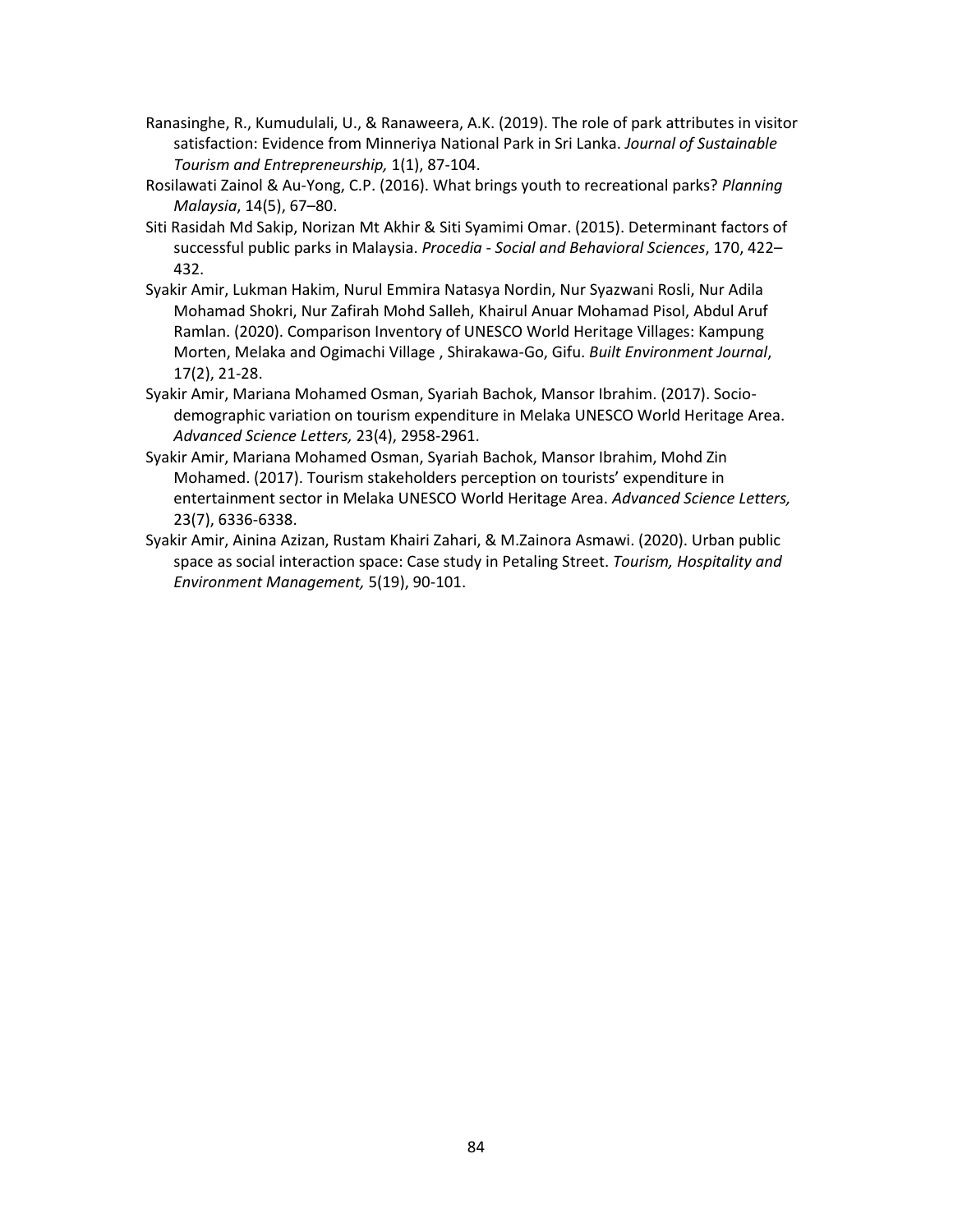Ranasinghe, R., Kumudulali, U., & Ranaweera, A.K. (2019). The role of park attributes in visitor satisfaction: Evidence from Minneriya National Park in Sri Lanka. *Journal of Sustainable Tourism and Entrepreneurship,* 1(1), 87-104.

Rosilawati Zainol & Au-Yong, C.P. (2016). What brings youth to recreational parks? *Planning Malaysia*, 14(5), 67–80.

Siti Rasidah Md Sakip, Norizan Mt Akhir & Siti Syamimi Omar. (2015). Determinant factors of successful public parks in Malaysia. *Procedia - Social and Behavioral Sciences*, 170, 422–432.

Syakir Amir, Lukman Hakim, Nurul Emmira Natasya Nordin, Nur Syazwani Rosli, Nur Adila Mohamad Shokri, Nur Zafirah Mohd Salleh, Khairul Anuar Mohamad Pisol, Abdul Aruf Ramlan. (2020). Comparison Inventory of UNESCO World Heritage Villages: Kampung Morten, Melaka and Ogimachi Village , Shirakawa-Go, Gifu. *Built Environment Journal*, 17(2), 21-28.

Syakir Amir, Mariana Mohamed Osman, Syariah Bachok, Mansor Ibrahim. (2017). Socio-demographic variation on tourism expenditure in Melaka UNESCO World Heritage Area. *Advanced Science Letters,* 23(4), 2958-2961.

Syakir Amir, Mariana Mohamed Osman, Syariah Bachok, Mansor Ibrahim, Mohd Zin Mohamed. (2017). Tourism stakeholders perception on tourists' expenditure in entertainment sector in Melaka UNESCO World Heritage Area. *Advanced Science Letters,* 23(7), 6336-6338.

Syakir Amir, Ainina Azizan, Rustam Khairi Zahari, & M.Zainora Asmawi. (2020). Urban public space as social interaction space: Case study in Petaling Street. *Tourism, Hospitality and Environment Management,* 5(19), 90-101.